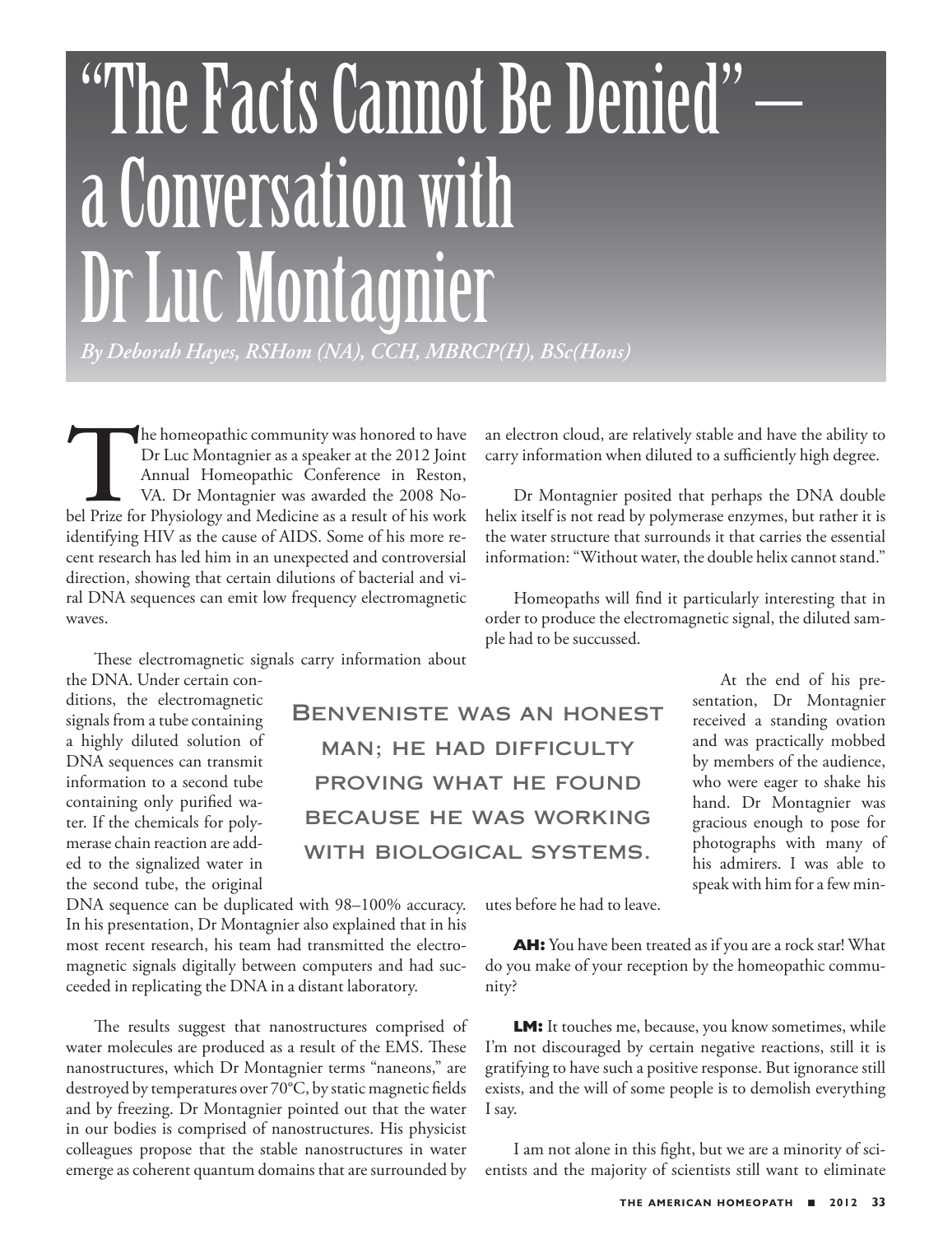# "The Facts Cannot Be Denied" — a Conversation with Dr Luc Montagnier

*By Deborah Hayes, RSHom (NA), CCH, MBRCP(H), BSc(Hons)*

The homeopathic community was honored to have Dr Luc Montagnier as a speaker at the 2012 Joint Annual Homeopathic Conference in Reston, VA. Dr Montagnier was awarded the 2008 Nobel Prize for Physiology and Medicine as a result of his work identifying HIV as the cause of AIDS. Some of his more recent research has led him in an unexpected and controversial direction, showing that certain dilutions of bacterial and viral DNA sequences can emit low frequency electromagnetic waves.

These electromagnetic signals carry information about the DNA. Under certain conditions, the electromagnetic signals from a tube containing a highly diluted solution of DNA sequences can transmit information to a second tube containing only purified water. If the chemicals for polymerase chain reaction are added to the signalized water in the second tube, the original DNA sequence can be duplicated with 98–100% accuracy. In his presentation, Dr Montagnier also explained that in his most recent research, his team had transmitted the electromagnetic signals digitally between computers and had succeeded in replicating the DNA in a distant laboratory.

> **Benveniste was an honest man; he had difficulty proving what he found because he was working with biological systems.**

The results suggest that nanostructures comprised of water molecules are produced as a result of the EMS. These nanostructures, which Dr Montagnier terms "naneons," are destroyed by temperatures over 70°C, by static magnetic fields and by freezing. Dr Montagnier pointed out that the water in our bodies is comprised of nanostructures. His physicist colleagues propose that the stable nanostructures in water emerge as coherent quantum domains that are surrounded by an electron cloud, are relatively stable and have the ability to carry information when diluted to a sufficiently high degree.

Dr Montagnier posited that perhaps the DNA double helix itself is not read by polymerase enzymes, but rather it is the water structure that surrounds it that carries the essential information: "Without water, the double helix cannot stand."

Homeopaths will find it particularly interesting that in order to produce the electromagnetic signal, the diluted sample had to be succussed.

At the end of his presentation, Dr Montagnier received a standing ovation and was practically mobbed by members of the audience, who were eager to shake his hand. Dr Montagnier was gracious enough to pose for photographs with many of his admirers. I was able to speak with him for a few minutes before he had to leave.

**AH:** You have been treated as if you are a rock star! What do you make of your reception by the homeopathic community?

**LM:** It touches me, because, you know sometimes, while I'm not discouraged by certain negative reactions, still it is gratifying to have such a positive response. But ignorance still exists, and the will of some people is to demolish everything I say.

I am not alone in this fight, but we are a minority of scientists and the majority of scientists still want to eliminate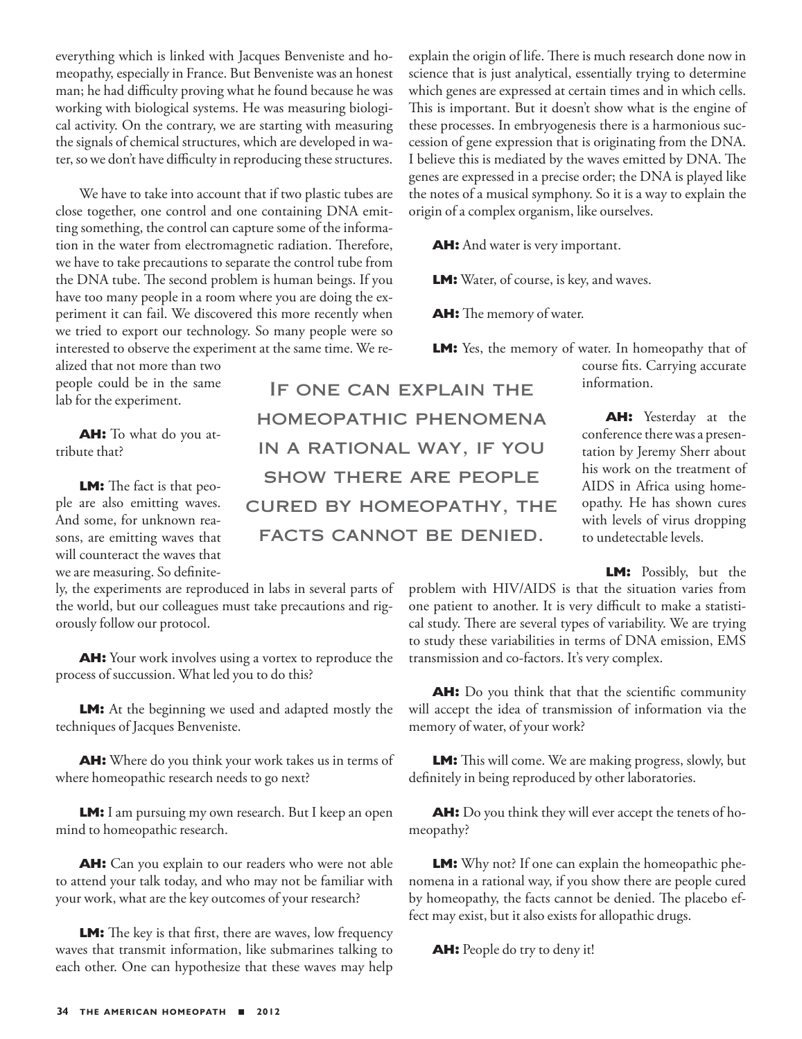everything which is linked with Jacques Benveniste and homeopathy, especially in France. But Benveniste was an honest man; he had difficulty proving what he found because he was working with biological systems. He was measuring biological activity. On the contrary, we are starting with measuring the signals of chemical structures, which are developed in water, so we don't have difficulty in reproducing these structures.

We have to take into account that if two plastic tubes are close together, one control and one containing DNA emitting something, the control can capture some of the information in the water from electromagnetic radiation. Therefore, we have to take precautions to separate the control tube from the DNA tube. The second problem is human beings. If you have too many people in a room where you are doing the experiment it can fail. We discovered this more recently when we tried to export our technology. So many people were so interested to observe the experiment at the same time. We realized that not more than two people could be in the same lab for the experiment.

**AH:** To what do you attribute that?

**LM:** The fact is that people are also emitting waves. And some, for unknown reasons, are emitting waves that will counteract the waves that we are measuring. So definitely, the experiments are reproduced in labs in several parts of the world, but our colleagues must take precautions and rigorously follow our protocol.

**AH:** Your work involves using a vortex to reproduce the process of succussion. What led you to do this?

**LM:** At the beginning we used and adapted mostly the techniques of Jacques Benveniste.

**AH:** Where do you think your work takes us in terms of where homeopathic research needs to go next?

**LM:** I am pursuing my own research. But I keep an open mind to homeopathic research.

**AH:** Can you explain to our readers who were not able to attend your talk today, and who may not be familiar with your work, what are the key outcomes of your research?

**LM:** The key is that first, there are waves, low frequency waves that transmit information, like submarines talking to each other. One can hypothesize that these waves may help explain the origin of life. There is much research done now in science that is just analytical, essentially trying to determine which genes are expressed at certain times and in which cells. This is important. But it doesn't show what is the engine of these processes. In embryogenesis there is a harmonious succession of gene expression that is originating from the DNA. I believe this is mediated by the waves emitted by DNA. The genes are expressed in a precise order; the DNA is played like the notes of a musical symphony. So it is a way to explain the origin of a complex organism, like ourselves.

**AH:** And water is very important.

**LM:** Water, of course, is key, and waves.

**AH:** The memory of water.

**LM:** Yes, the memory of water. In homeopathy that of course fits. Carrying accurate information.

**AH:** Yesterday at the conference there was a presentation by Jeremy Sherr about his work on the treatment of AIDS in Africa using homeopathy. He has shown cures with levels of virus dropping to undetectable levels.

**LM:** Possibly, but the problem with HIV/AIDS is that the situation varies from one patient to another. It is very difficult to make a statistical study. There are several types of variability. We are trying to study these variabilities in terms of DNA emission, EMS transmission and co-factors. It's very complex.

**AH:** Do you think that that the scientific community will accept the idea of transmission of information via the memory of water, of your work?

**LM:** This will come. We are making progress, slowly, but definitely in being reproduced by other laboratories.

**AH:** Do you think they will ever accept the tenets of homeopathy?

**LM:** Why not? If one can explain the homeopathic phenomena in a rational way, if you show there are people cured by homeopathy, the facts cannot be denied. The placebo effect may exist, but it also exists for allopathic drugs.

**AH:** People do try to deny it!

> IF ONE CAN EXPLAIN THE HOMEOPATHIC PHENOMENA IN A RATIONAL WAY, IF YOU SHOW THERE ARE PEOPLE CURED BY HOMEOPATHY, THE FACTS CANNOT BE DENIED.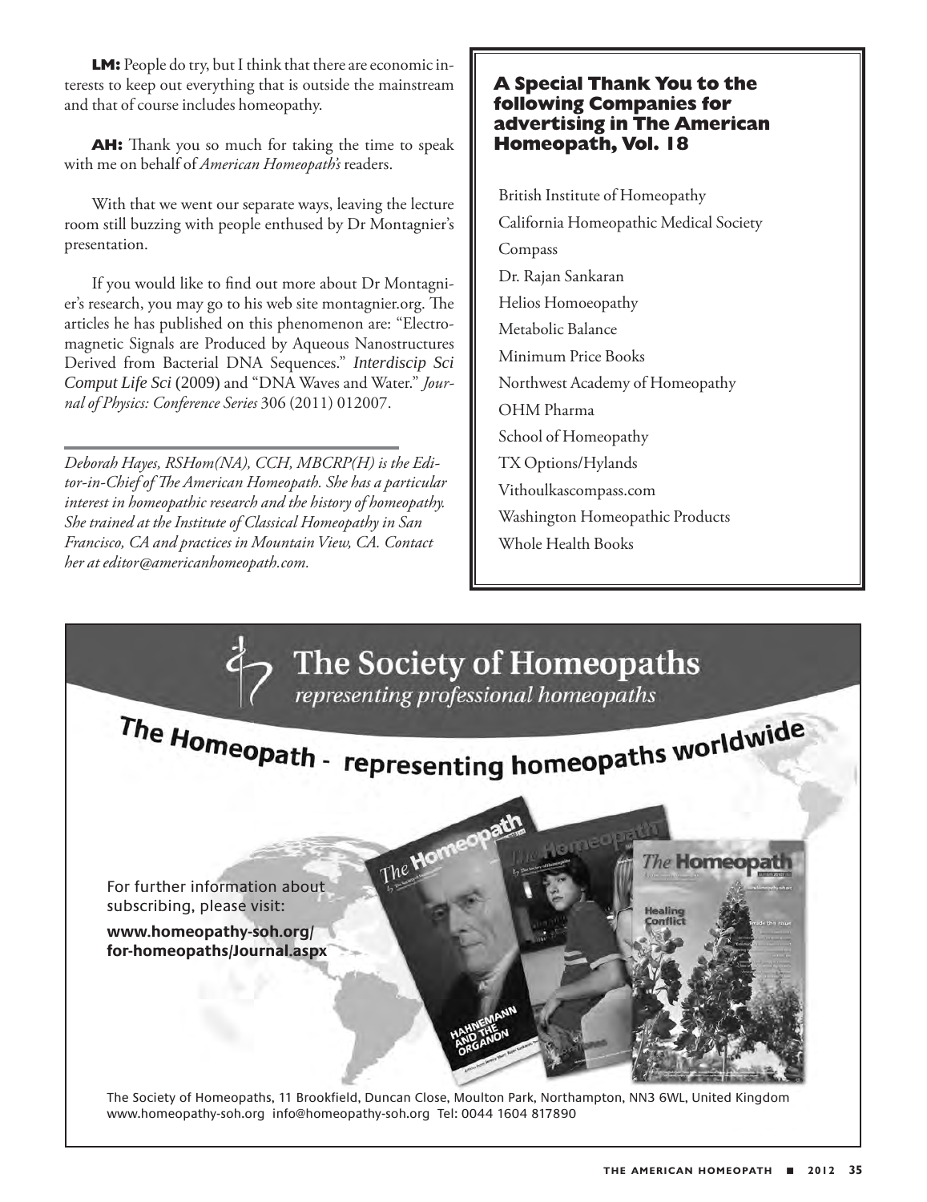**LM:** People do try, but I think that there are economic interests to keep out everything that is outside the mainstream and that of course includes homeopathy.

**AH:** Thank you so much for taking the time to speak with me on behalf of *American Homeopath's* readers.

With that we went our separate ways, leaving the lecture room still buzzing with people enthused by Dr Montagnier's presentation.

If you would like to find out more about Dr Montagnier's research, you may go to his web site montagnier.org. The articles he has published on this phenomenon are: "Electromagnetic Signals are Produced by Aqueous Nanostructures Derived from Bacterial DNA Sequences." *Interdiscip Sci Comput Life Sci* (2009) and "DNA Waves and Water." *Journal of Physics: Conference Series* 306 (2011) 012007.

---

*Deborah Hayes, RSHom(NA), CCH, MBCRP(H) is the Editor-in-Chief of The American Homeopath. She has a particular interest in homeopathic research and the history of homeopathy. She trained at the Institute of Classical Homeopathy in San Francisco, CA and practices in Mountain View, CA. Contact her at editor@americanhomeopath.com.*

### A Special Thank You to the following Companies for advertising in The American Homeopath, Vol. 18

- British Institute of Homeopathy
- California Homeopathic Medical Society
- Compass
- Dr. Rajan Sankaran
- Helios Homoeopathy
- Metabolic Balance
- Minimum Price Books
- Northwest Academy of Homeopathy
- OHM Pharma
- School of Homeopathy
- TX Options/Hylands
- Vithoulkascompass.com
- Washington Homeopathic Products
- Whole Health Books

## The Society of Homeopaths

*representing professional homeopaths*

**The Homeopath - representing homeopaths worldwide**

For further information about subscribing, please visit:

**www.homeopathy-soh.org/for-homeopaths/Journal.aspx**

The Society of Homeopaths, 11 Brookfield, Duncan Close, Moulton Park, Northampton, NN3 6WL, United Kingdom
www.homeopathy-soh.org info@homeopathy-soh.org Tel: 0044 1604 817890